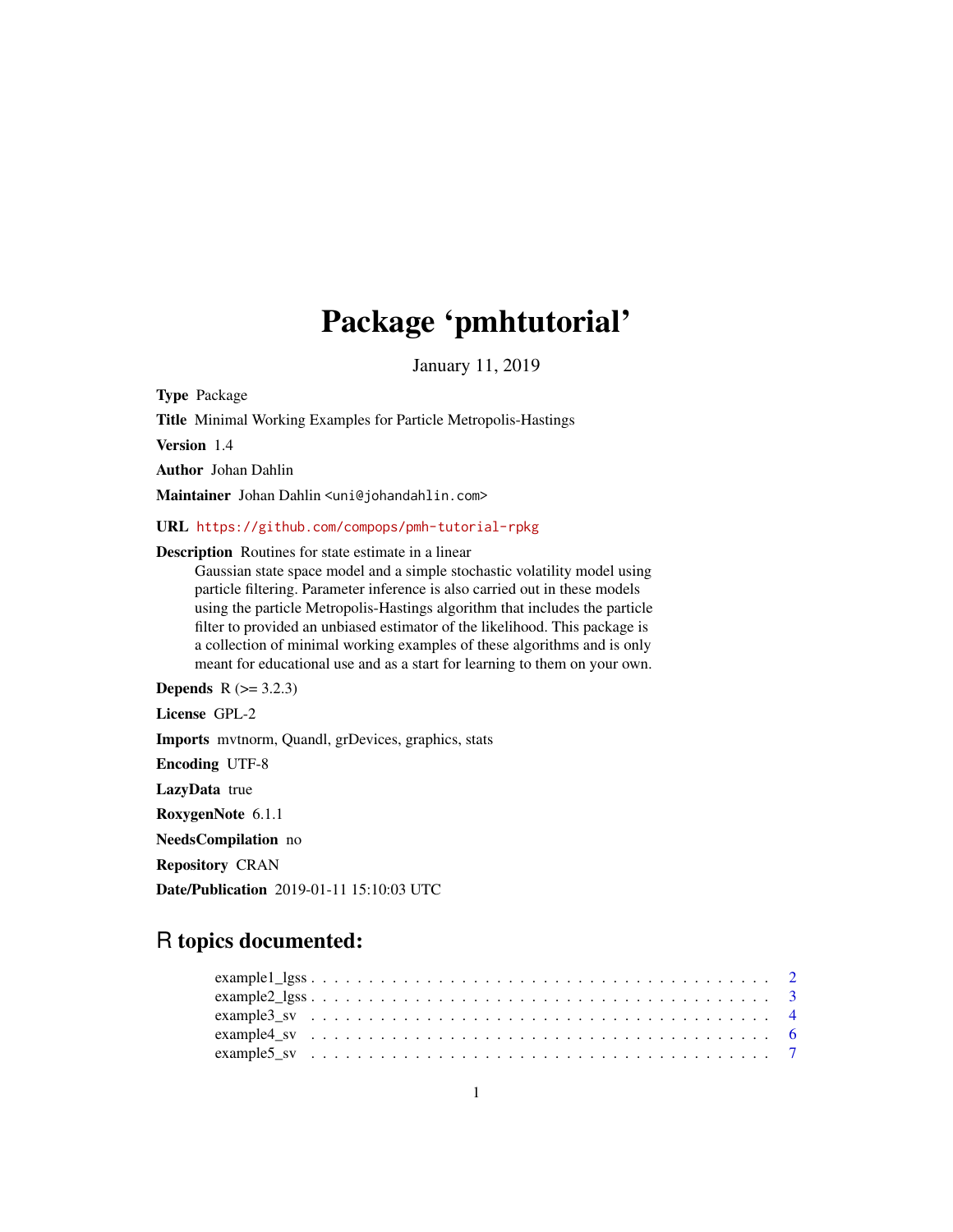# Package 'pmhtutorial'

January 11, 2019

**Type** Package

**Title** Minimal Working Examples for Particle Metropolis-Hastings

**Version** 1.4

**Author** Johan Dahlin

**Maintainer** Johan Dahlin <uni@johandahlin.com>

**URL** https://github.com/compops/pmh-tutorial-rpkg

**Description** Routines for state estimate in a linear Gaussian state space model and a simple stochastic volatility model using particle filtering. Parameter inference is also carried out in these models using the particle Metropolis-Hastings algorithm that includes the particle filter to provided an unbiased estimator of the likelihood. This package is a collection of minimal working examples of these algorithms and is only meant for educational use and as a start for learning to them on your own.

**Depends** R (>= 3.2.3)

**License** GPL-2

**Imports** mvtnorm, Quandl, grDevices, graphics, stats

**Encoding** UTF-8

**LazyData** true

**RoxygenNote** 6.1.1

**NeedsCompilation** no

**Repository** CRAN

**Date/Publication** 2019-01-11 15:10:03 UTC

## R topics documented:

- example1_lgss . . . . . . . . . . . . . . . . . . . . . . . . . . . . . . . . . . . . . . . 2
- example2_lgss . . . . . . . . . . . . . . . . . . . . . . . . . . . . . . . . . . . . . . . 3
- example3_sv . . . . . . . . . . . . . . . . . . . . . . . . . . . . . . . . . . . . . . . . 4
- example4_sv . . . . . . . . . . . . . . . . . . . . . . . . . . . . . . . . . . . . . . . . 6
- example5_sv . . . . . . . . . . . . . . . . . . . . . . . . . . . . . . . . . . . . . . . . 7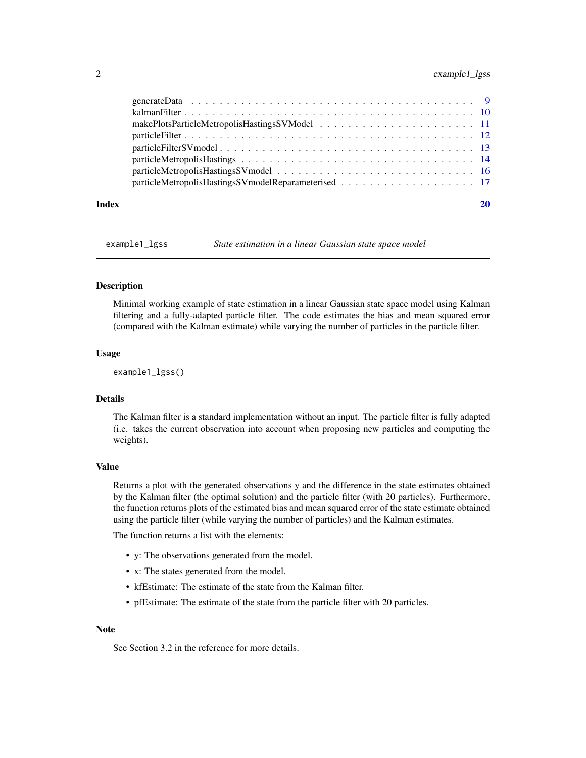generateData . . . . . . . . . . . . . . . . . . . . . . . . . . . . . . . . . . . . . . 9
kalmanFilter . . . . . . . . . . . . . . . . . . . . . . . . . . . . . . . . . . . . . . 10
makePlotsParticleMetropolisHastingsSVModel . . . . . . . . . . . . . . . . . . . . . . 11
particleFilter . . . . . . . . . . . . . . . . . . . . . . . . . . . . . . . . . . . . . . 12
particleFilterSVmodel . . . . . . . . . . . . . . . . . . . . . . . . . . . . . . . . . . 13
particleMetropolisHastings . . . . . . . . . . . . . . . . . . . . . . . . . . . . . . . 14
particleMetropolisHastingsSVmodel . . . . . . . . . . . . . . . . . . . . . . . . . . . 16
particleMetropolisHastingsSVmodelReparameterised . . . . . . . . . . . . . . . . . . . 17

**Index** **20**

---

`example1_lgss` *State estimation in a linear Gaussian state space model*

---

## Description

Minimal working example of state estimation in a linear Gaussian state space model using Kalman filtering and a fully-adapted particle filter. The code estimates the bias and mean squared error (compared with the Kalman estimate) while varying the number of particles in the particle filter.

## Usage

```
example1_lgss()
```

## Details

The Kalman filter is a standard implementation without an input. The particle filter is fully adapted (i.e. takes the current observation into account when proposing new particles and computing the weights).

## Value

Returns a plot with the generated observations y and the difference in the state estimates obtained by the Kalman filter (the optimal solution) and the particle filter (with 20 particles). Furthermore, the function returns plots of the estimated bias and mean squared error of the state estimate obtained using the particle filter (while varying the number of particles) and the Kalman estimates.

The function returns a list with the elements:

- y: The observations generated from the model.
- x: The states generated from the model.
- kfEstimate: The estimate of the state from the Kalman filter.
- pfEstimate: The estimate of the state from the particle filter with 20 particles.

## Note

See Section 3.2 in the reference for more details.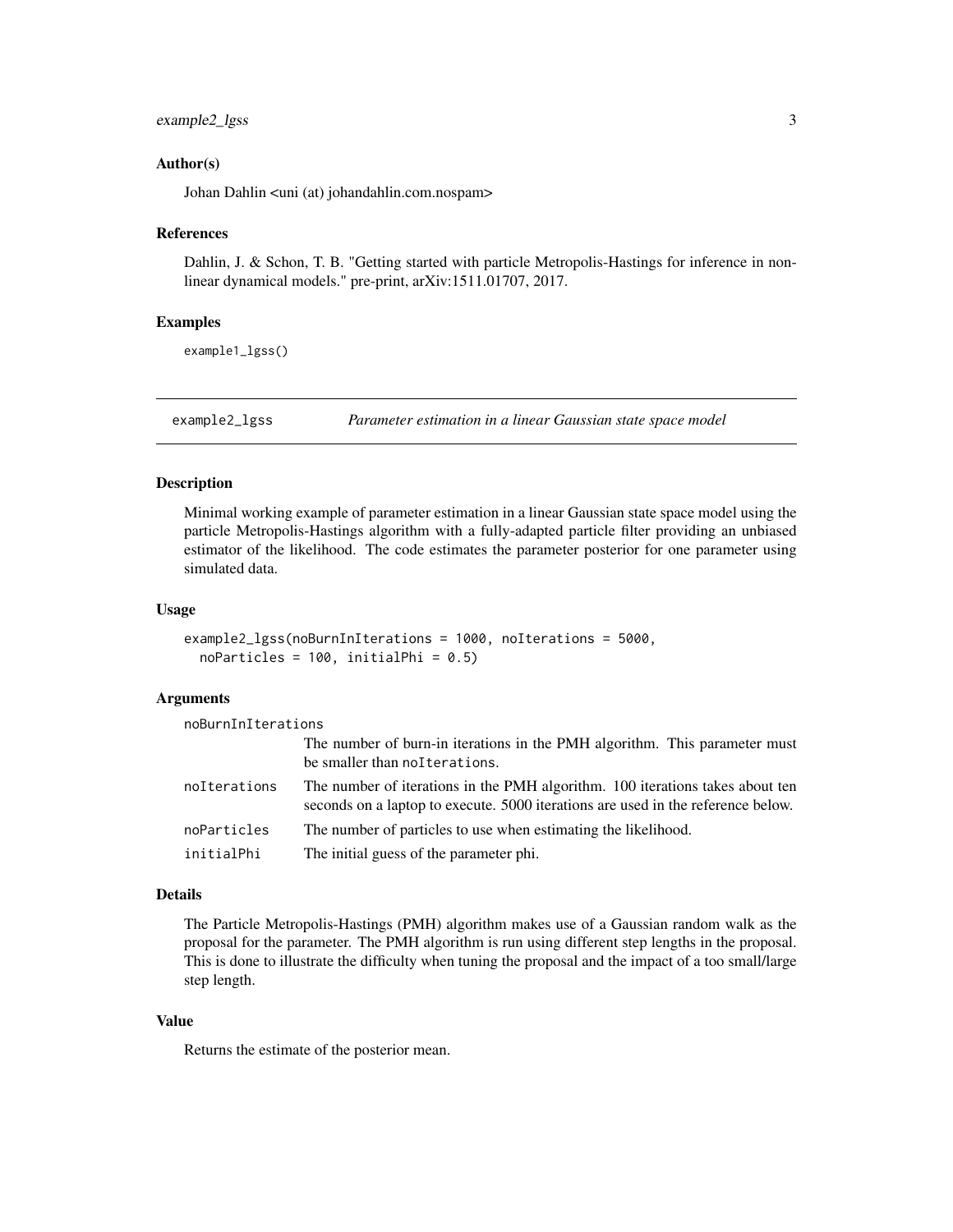### Author(s)

Johan Dahlin <uni (at) johandahlin.com.nospam>

### References

Dahlin, J. & Schon, T. B. "Getting started with particle Metropolis-Hastings for inference in nonlinear dynamical models." pre-print, arXiv:1511.01707, 2017.

### Examples

```
example1_lgss()
```

---

## example2_lgss — *Parameter estimation in a linear Gaussian state space model*

---

### Description

Minimal working example of parameter estimation in a linear Gaussian state space model using the particle Metropolis-Hastings algorithm with a fully-adapted particle filter providing an unbiased estimator of the likelihood. The code estimates the parameter posterior for one parameter using simulated data.

### Usage

```
example2_lgss(noBurnInIterations = 1000, noIterations = 5000,
  noParticles = 100, initialPhi = 0.5)
```

### Arguments

| | |
|---|---|
| `noBurnInIterations` | The number of burn-in iterations in the PMH algorithm. This parameter must be smaller than `noIterations`. |
| `noIterations` | The number of iterations in the PMH algorithm. 100 iterations takes about ten seconds on a laptop to execute. 5000 iterations are used in the reference below. |
| `noParticles` | The number of particles to use when estimating the likelihood. |
| `initialPhi` | The initial guess of the parameter phi. |

### Details

The Particle Metropolis-Hastings (PMH) algorithm makes use of a Gaussian random walk as the proposal for the parameter. The PMH algorithm is run using different step lengths in the proposal. This is done to illustrate the difficulty when tuning the proposal and the impact of a too small/large step length.

### Value

Returns the estimate of the posterior mean.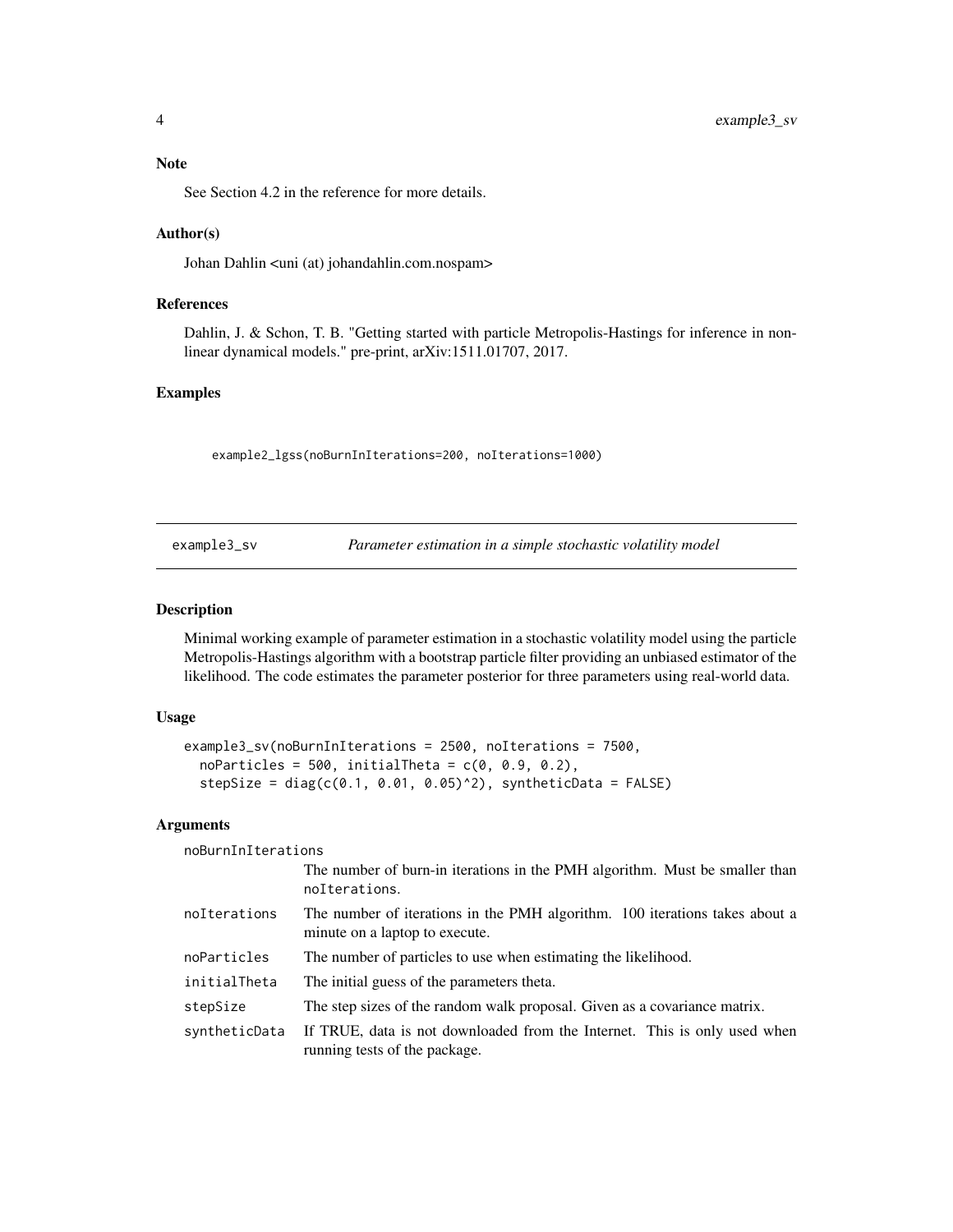### Note

See Section 4.2 in the reference for more details.

### Author(s)

Johan Dahlin <uni (at) johandahlin.com.nospam>

### References

Dahlin, J. & Schon, T. B. "Getting started with particle Metropolis-Hastings for inference in nonlinear dynamical models." pre-print, arXiv:1511.01707, 2017.

### Examples

```
example2_lgss(noBurnInIterations=200, noIterations=1000)
```

---

## example3_sv — *Parameter estimation in a simple stochastic volatility model*

---

### Description

Minimal working example of parameter estimation in a stochastic volatility model using the particle Metropolis-Hastings algorithm with a bootstrap particle filter providing an unbiased estimator of the likelihood. The code estimates the parameter posterior for three parameters using real-world data.

### Usage

```
example3_sv(noBurnInIterations = 2500, noIterations = 7500,
  noParticles = 500, initialTheta = c(0, 0.9, 0.2),
  stepSize = diag(c(0.1, 0.01, 0.05)^2), syntheticData = FALSE)
```

### Arguments

| | |
|---|---|
| `noBurnInIterations` | The number of burn-in iterations in the PMH algorithm. Must be smaller than `noIterations`. |
| `noIterations` | The number of iterations in the PMH algorithm. 100 iterations takes about a minute on a laptop to execute. |
| `noParticles` | The number of particles to use when estimating the likelihood. |
| `initialTheta` | The initial guess of the parameters theta. |
| `stepSize` | The step sizes of the random walk proposal. Given as a covariance matrix. |
| `syntheticData` | If TRUE, data is not downloaded from the Internet. This is only used when running tests of the package. |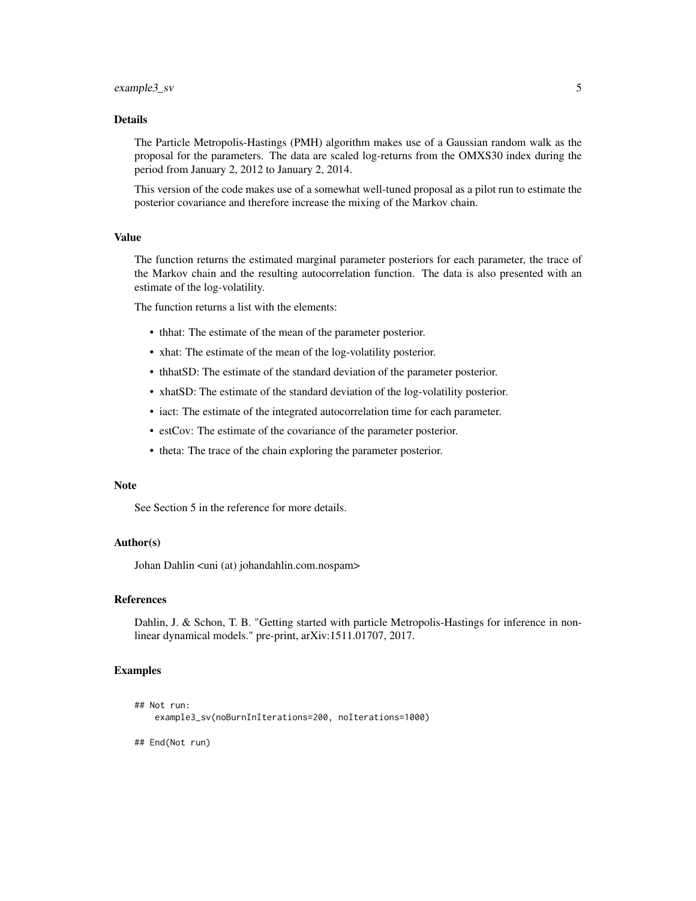## Details

The Particle Metropolis-Hastings (PMH) algorithm makes use of a Gaussian random walk as the proposal for the parameters. The data are scaled log-returns from the OMXS30 index during the period from January 2, 2012 to January 2, 2014.

This version of the code makes use of a somewhat well-tuned proposal as a pilot run to estimate the posterior covariance and therefore increase the mixing of the Markov chain.

## Value

The function returns the estimated marginal parameter posteriors for each parameter, the trace of the Markov chain and the resulting autocorrelation function. The data is also presented with an estimate of the log-volatility.

The function returns a list with the elements:

- thhat: The estimate of the mean of the parameter posterior.
- xhat: The estimate of the mean of the log-volatility posterior.
- thhatSD: The estimate of the standard deviation of the parameter posterior.
- xhatSD: The estimate of the standard deviation of the log-volatility posterior.
- iact: The estimate of the integrated autocorrelation time for each parameter.
- estCov: The estimate of the covariance of the parameter posterior.
- theta: The trace of the chain exploring the parameter posterior.

## Note

See Section 5 in the reference for more details.

## Author(s)

Johan Dahlin <uni (at) johandahlin.com.nospam>

## References

Dahlin, J. & Schon, T. B. "Getting started with particle Metropolis-Hastings for inference in non-linear dynamical models." pre-print, arXiv:1511.01707, 2017.

## Examples

```
## Not run:
    example3_sv(noBurnInIterations=200, noIterations=1000)

## End(Not run)
```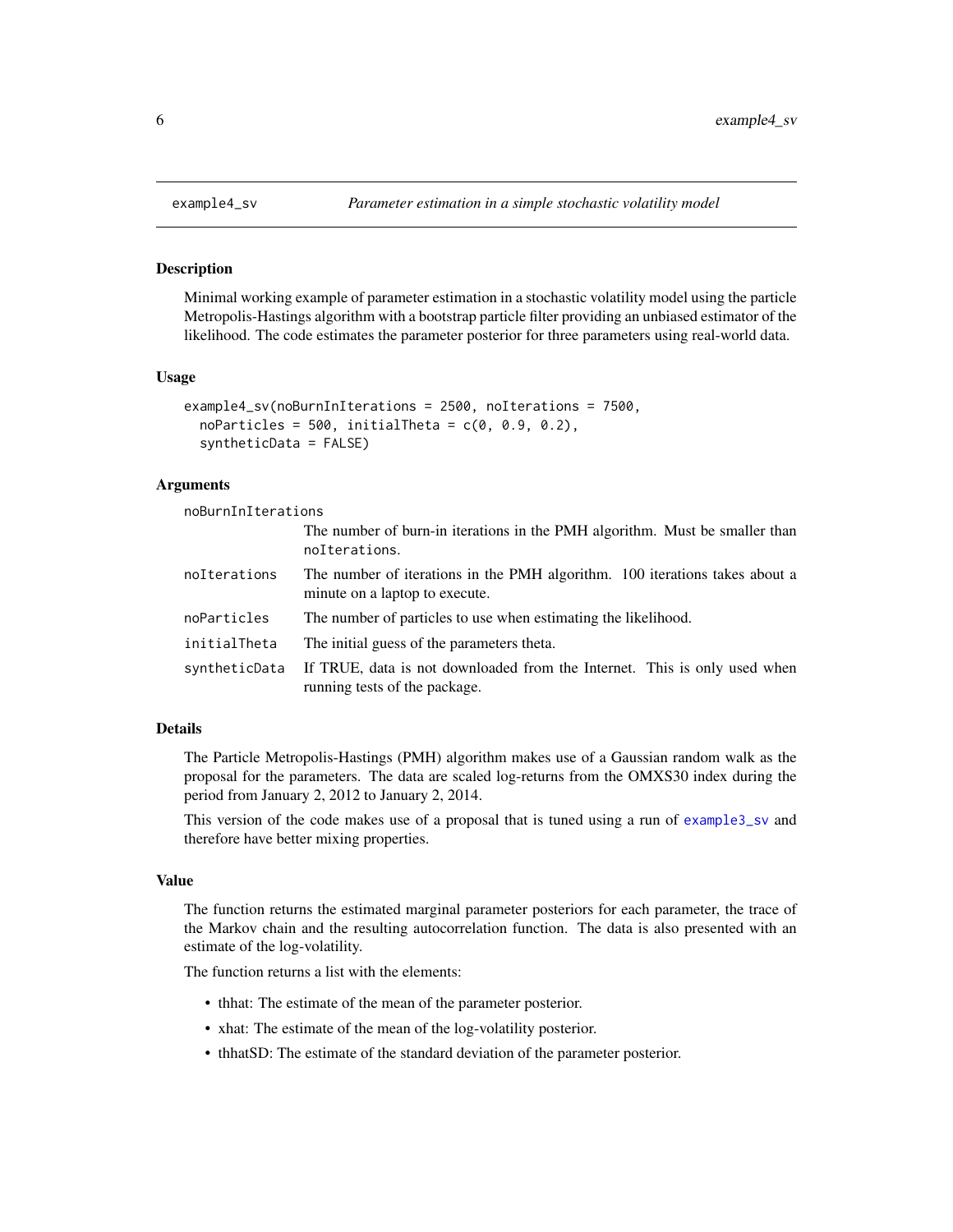## example4_sv — *Parameter estimation in a simple stochastic volatility model*

### Description

Minimal working example of parameter estimation in a stochastic volatility model using the particle Metropolis-Hastings algorithm with a bootstrap particle filter providing an unbiased estimator of the likelihood. The code estimates the parameter posterior for three parameters using real-world data.

### Usage

```
example4_sv(noBurnInIterations = 2500, noIterations = 7500,
  noParticles = 500, initialTheta = c(0, 0.9, 0.2),
  syntheticData = FALSE)
```

### Arguments

| Argument | Description |
|---|---|
| `noBurnInIterations` | The number of burn-in iterations in the PMH algorithm. Must be smaller than `noIterations`. |
| `noIterations` | The number of iterations in the PMH algorithm. 100 iterations takes about a minute on a laptop to execute. |
| `noParticles` | The number of particles to use when estimating the likelihood. |
| `initialTheta` | The initial guess of the parameters theta. |
| `syntheticData` | If TRUE, data is not downloaded from the Internet. This is only used when running tests of the package. |

### Details

The Particle Metropolis-Hastings (PMH) algorithm makes use of a Gaussian random walk as the proposal for the parameters. The data are scaled log-returns from the OMXS30 index during the period from January 2, 2012 to January 2, 2014.

This version of the code makes use of a proposal that is tuned using a run of `example3_sv` and therefore have better mixing properties.

### Value

The function returns the estimated marginal parameter posteriors for each parameter, the trace of the Markov chain and the resulting autocorrelation function. The data is also presented with an estimate of the log-volatility.

The function returns a list with the elements:

- thhat: The estimate of the mean of the parameter posterior.
- xhat: The estimate of the mean of the log-volatility posterior.
- thhatSD: The estimate of the standard deviation of the parameter posterior.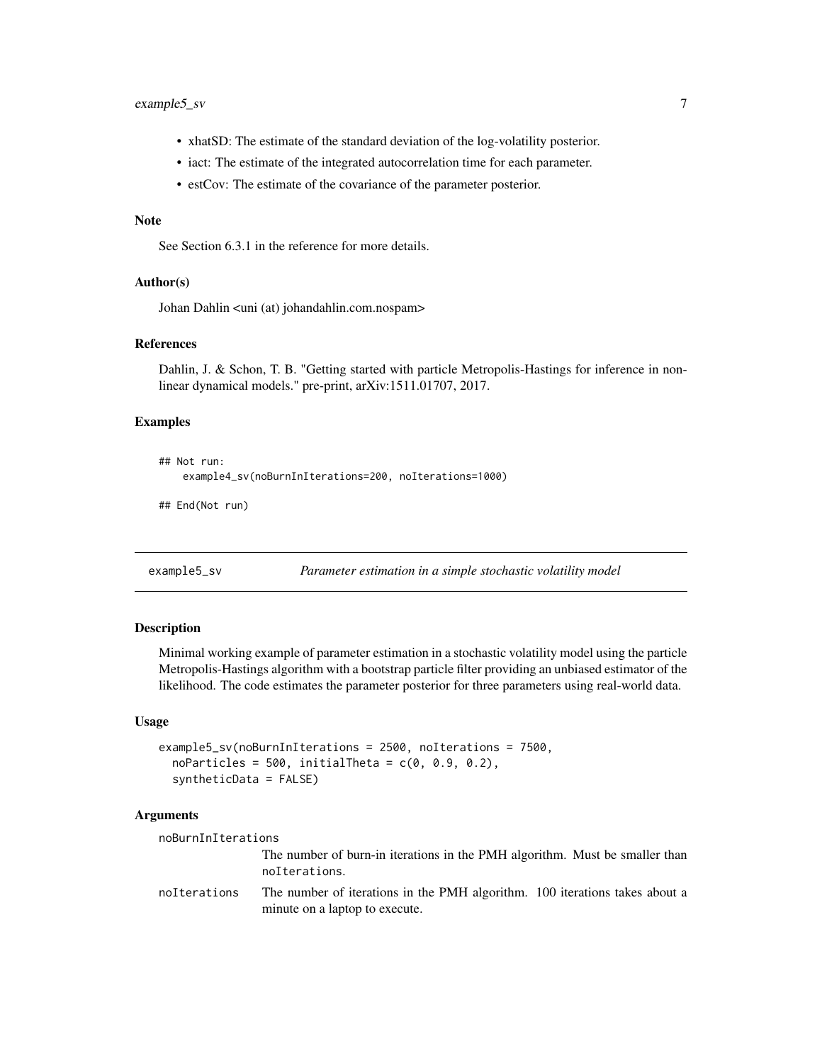- xhatSD: The estimate of the standard deviation of the log-volatility posterior.
- iact: The estimate of the integrated autocorrelation time for each parameter.
- estCov: The estimate of the covariance of the parameter posterior.

### Note

See Section 6.3.1 in the reference for more details.

### Author(s)

Johan Dahlin <uni (at) johandahlin.com.nospam>

### References

Dahlin, J. & Schon, T. B. "Getting started with particle Metropolis-Hastings for inference in non-linear dynamical models." pre-print, arXiv:1511.01707, 2017.

### Examples

```
## Not run:
    example4_sv(noBurnInIterations=200, noIterations=1000)

## End(Not run)
```

---

## example5_sv — *Parameter estimation in a simple stochastic volatility model*

### Description

Minimal working example of parameter estimation in a stochastic volatility model using the particle Metropolis-Hastings algorithm with a bootstrap particle filter providing an unbiased estimator of the likelihood. The code estimates the parameter posterior for three parameters using real-world data.

### Usage

```
example5_sv(noBurnInIterations = 2500, noIterations = 7500,
  noParticles = 500, initialTheta = c(0, 0.9, 0.2),
  syntheticData = FALSE)
```

### Arguments

| | |
|---|---|
| noBurnInIterations | The number of burn-in iterations in the PMH algorithm. Must be smaller than noIterations. |
| noIterations | The number of iterations in the PMH algorithm. 100 iterations takes about a minute on a laptop to execute. |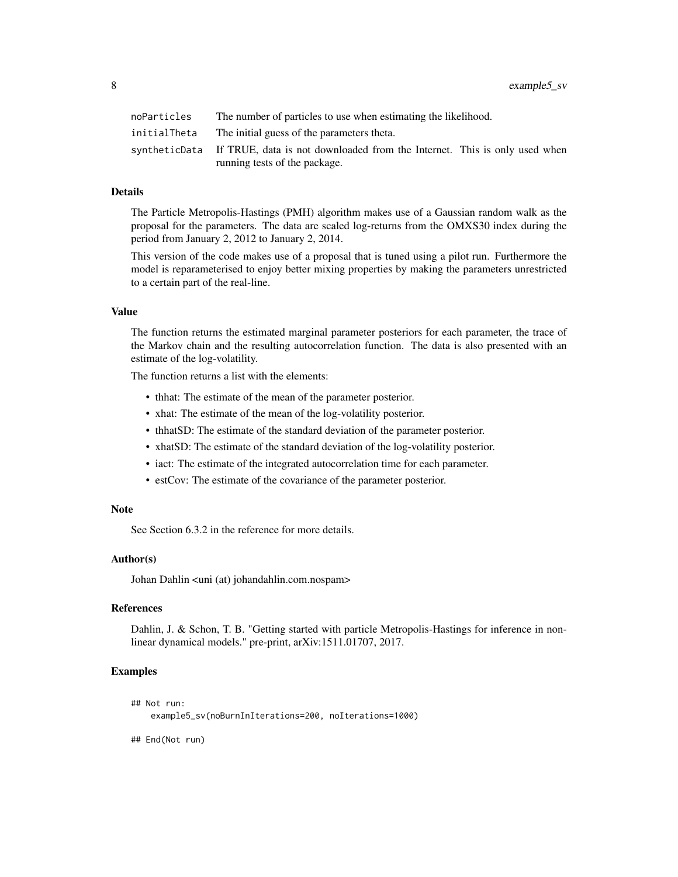| | |
|---|---|
| `noParticles` | The number of particles to use when estimating the likelihood. |
| `initialTheta` | The initial guess of the parameters theta. |
| `syntheticData` | If TRUE, data is not downloaded from the Internet. This is only used when running tests of the package. |

### Details

The Particle Metropolis-Hastings (PMH) algorithm makes use of a Gaussian random walk as the proposal for the parameters. The data are scaled log-returns from the OMXS30 index during the period from January 2, 2012 to January 2, 2014.

This version of the code makes use of a proposal that is tuned using a pilot run. Furthermore the model is reparameterised to enjoy better mixing properties by making the parameters unrestricted to a certain part of the real-line.

### Value

The function returns the estimated marginal parameter posteriors for each parameter, the trace of the Markov chain and the resulting autocorrelation function. The data is also presented with an estimate of the log-volatility.

The function returns a list with the elements:

- thhat: The estimate of the mean of the parameter posterior.
- xhat: The estimate of the mean of the log-volatility posterior.
- thhatSD: The estimate of the standard deviation of the parameter posterior.
- xhatSD: The estimate of the standard deviation of the log-volatility posterior.
- iact: The estimate of the integrated autocorrelation time for each parameter.
- estCov: The estimate of the covariance of the parameter posterior.

### Note

See Section 6.3.2 in the reference for more details.

### Author(s)

Johan Dahlin <uni (at) johandahlin.com.nospam>

### References

Dahlin, J. & Schon, T. B. "Getting started with particle Metropolis-Hastings for inference in nonlinear dynamical models." pre-print, arXiv:1511.01707, 2017.

### Examples

```
## Not run:
    example5_sv(noBurnInIterations=200, noIterations=1000)

## End(Not run)
```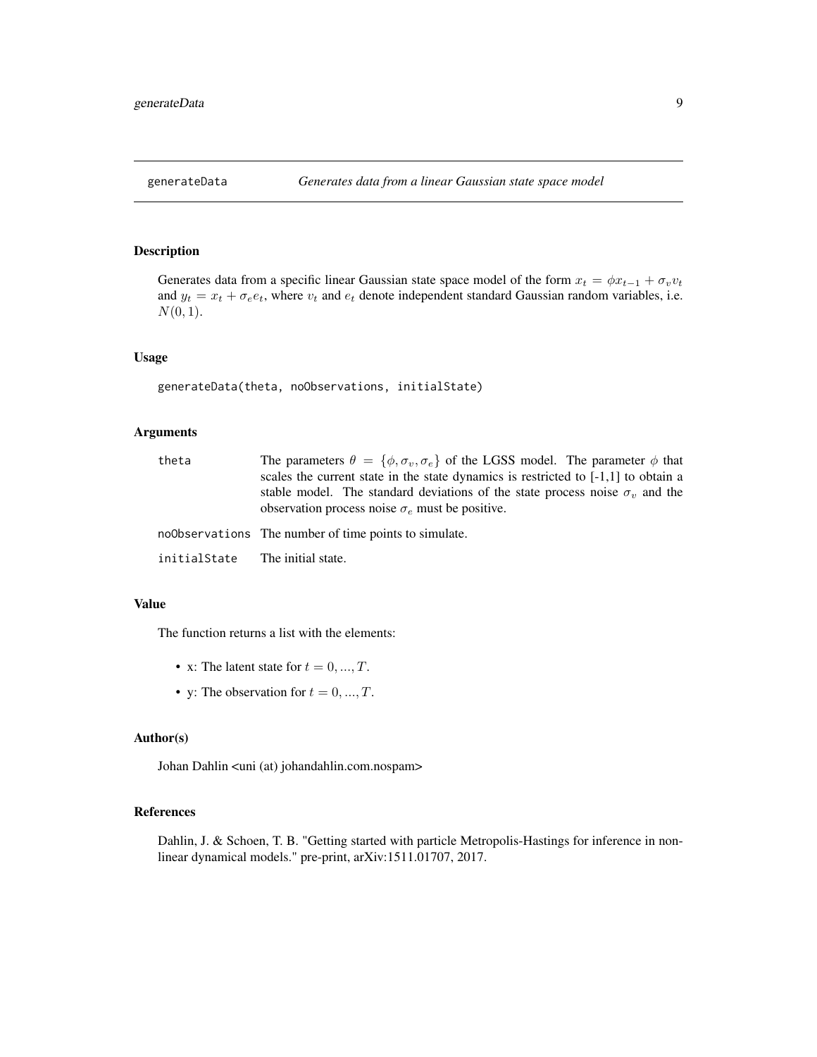# generateData — *Generates data from a linear Gaussian state space model*

## Description

Generates data from a specific linear Gaussian state space model of the form $x_t = \phi x_{t-1} + \sigma_v v_t$ and $y_t = x_t + \sigma_e e_t$, where $v_t$ and $e_t$ denote independent standard Gaussian random variables, i.e. $N(0, 1)$.

## Usage

```
generateData(theta, noObservations, initialState)
```

## Arguments

| | |
|---|---|
| `theta` | The parameters $\theta = \{\phi, \sigma_v, \sigma_e\}$ of the LGSS model. The parameter $\phi$ that scales the current state in the state dynamics is restricted to [-1,1] to obtain a stable model. The standard deviations of the state process noise $\sigma_v$ and the observation process noise $\sigma_e$ must be positive. |
| `noObservations` | The number of time points to simulate. |
| `initialState` | The initial state. |

## Value

The function returns a list with the elements:

- x: The latent state for $t = 0, ..., T$.
- y: The observation for $t = 0, ..., T$.

## Author(s)

Johan Dahlin <uni (at) johandahlin.com.nospam>

## References

Dahlin, J. & Schoen, T. B. "Getting started with particle Metropolis-Hastings for inference in non-linear dynamical models." pre-print, arXiv:1511.01707, 2017.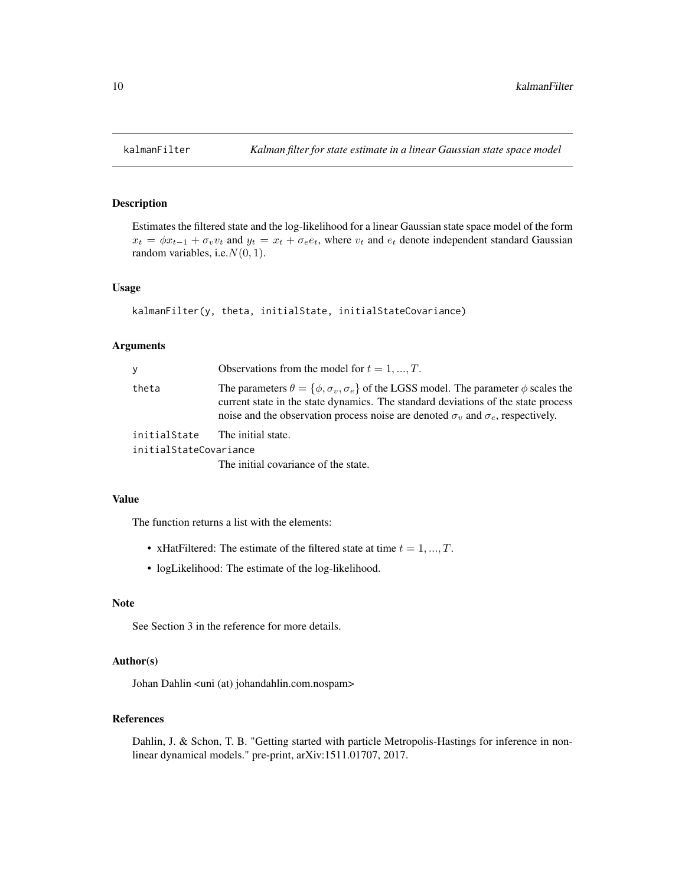# kalmanFilter — *Kalman filter for state estimate in a linear Gaussian state space model*

## Description

Estimates the filtered state and the log-likelihood for a linear Gaussian state space model of the form $x_t = \phi x_{t-1} + \sigma_v v_t$ and $y_t = x_t + \sigma_e e_t$, where $v_t$ and $e_t$ denote independent standard Gaussian random variables, i.e.$N(0, 1)$.

## Usage

```
kalmanFilter(y, theta, initialState, initialStateCovariance)
```

## Arguments

| | |
|---|---|
| `y` | Observations from the model for $t = 1, ..., T$. |
| `theta` | The parameters $\theta = \{\phi, \sigma_v, \sigma_e\}$ of the LGSS model. The parameter $\phi$ scales the current state in the state dynamics. The standard deviations of the state process noise and the observation process noise are denoted $\sigma_v$ and $\sigma_e$, respectively. |
| `initialState` | The initial state. |
| `initialStateCovariance` | The initial covariance of the state. |

## Value

The function returns a list with the elements:

- xHatFiltered: The estimate of the filtered state at time $t = 1, ..., T$.
- logLikelihood: The estimate of the log-likelihood.

## Note

See Section 3 in the reference for more details.

## Author(s)

Johan Dahlin <uni (at) johandahlin.com.nospam>

## References

Dahlin, J. & Schon, T. B. "Getting started with particle Metropolis-Hastings for inference in nonlinear dynamical models." pre-print, arXiv:1511.01707, 2017.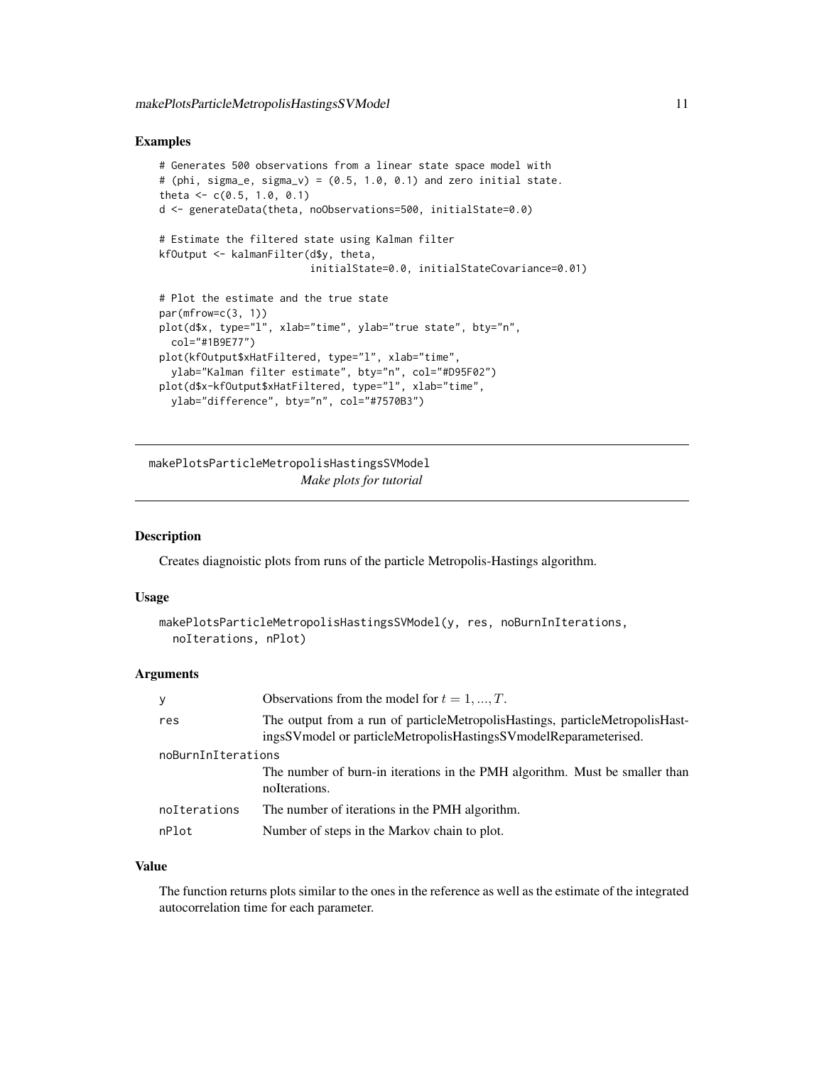### Examples

```
# Generates 500 observations from a linear state space model with
# (phi, sigma_e, sigma_v) = (0.5, 1.0, 0.1) and zero initial state.
theta <- c(0.5, 1.0, 0.1)
d <- generateData(theta, noObservations=500, initialState=0.0)

# Estimate the filtered state using Kalman filter
kfOutput <- kalmanFilter(d$y, theta,
                         initialState=0.0, initialStateCovariance=0.01)

# Plot the estimate and the true state
par(mfrow=c(3, 1))
plot(d$x, type="l", xlab="time", ylab="true state", bty="n",
  col="#1B9E77")
plot(kfOutput$xHatFiltered, type="l", xlab="time",
  ylab="Kalman filter estimate", bty="n", col="#D95F02")
plot(d$x-kfOutput$xHatFiltered, type="l", xlab="time",
  ylab="difference", bty="n", col="#7570B3")
```

---

## makePlotsParticleMetropolisHastingsSVModel

*Make plots for tutorial*

---

### Description

Creates diagnoistic plots from runs of the particle Metropolis-Hastings algorithm.

### Usage

```
makePlotsParticleMetropolisHastingsSVModel(y, res, noBurnInIterations,
  noIterations, nPlot)
```

### Arguments

| | |
|---|---|
| `y` | Observations from the model for $t = 1, ..., T$. |
| `res` | The output from a run of particleMetropolisHastings, particleMetropolisHastingsSVmodel or particleMetropolisHastingsSVmodelReparameterised. |
| `noBurnInIterations` | The number of burn-in iterations in the PMH algorithm. Must be smaller than noIterations. |
| `noIterations` | The number of iterations in the PMH algorithm. |
| `nPlot` | Number of steps in the Markov chain to plot. |

### Value

The function returns plots similar to the ones in the reference as well as the estimate of the integrated autocorrelation time for each parameter.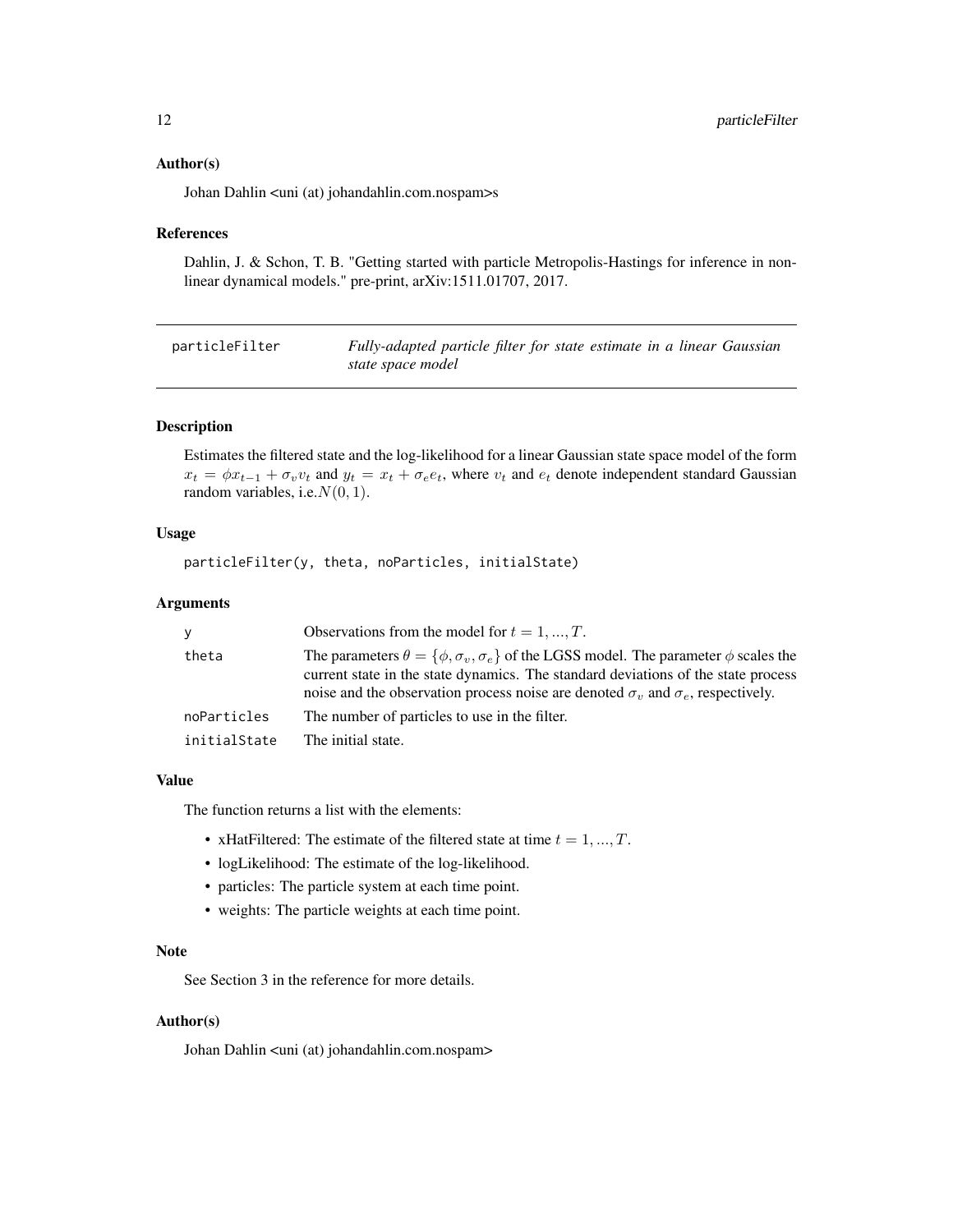### Author(s)

Johan Dahlin <uni (at) johandahlin.com.nospam>s

### References

Dahlin, J. & Schon, T. B. "Getting started with particle Metropolis-Hastings for inference in nonlinear dynamical models." pre-print, arXiv:1511.01707, 2017.

---

## particleFilter — *Fully-adapted particle filter for state estimate in a linear Gaussian state space model*

---

### Description

Estimates the filtered state and the log-likelihood for a linear Gaussian state space model of the form $x_t = \phi x_{t-1} + \sigma_v v_t$ and $y_t = x_t + \sigma_e e_t$, where $v_t$ and $e_t$ denote independent standard Gaussian random variables, i.e.$N(0, 1)$.

### Usage

```
particleFilter(y, theta, noParticles, initialState)
```

### Arguments

| | |
|---|---|
| `y` | Observations from the model for $t = 1, ..., T$. |
| `theta` | The parameters $\theta = \{\phi, \sigma_v, \sigma_e\}$ of the LGSS model. The parameter $\phi$ scales the current state in the state dynamics. The standard deviations of the state process noise and the observation process noise are denoted $\sigma_v$ and $\sigma_e$, respectively. |
| `noParticles` | The number of particles to use in the filter. |
| `initialState` | The initial state. |

### Value

The function returns a list with the elements:

- xHatFiltered: The estimate of the filtered state at time $t = 1, ..., T$.
- logLikelihood: The estimate of the log-likelihood.
- particles: The particle system at each time point.
- weights: The particle weights at each time point.

### Note

See Section 3 in the reference for more details.

### Author(s)

Johan Dahlin <uni (at) johandahlin.com.nospam>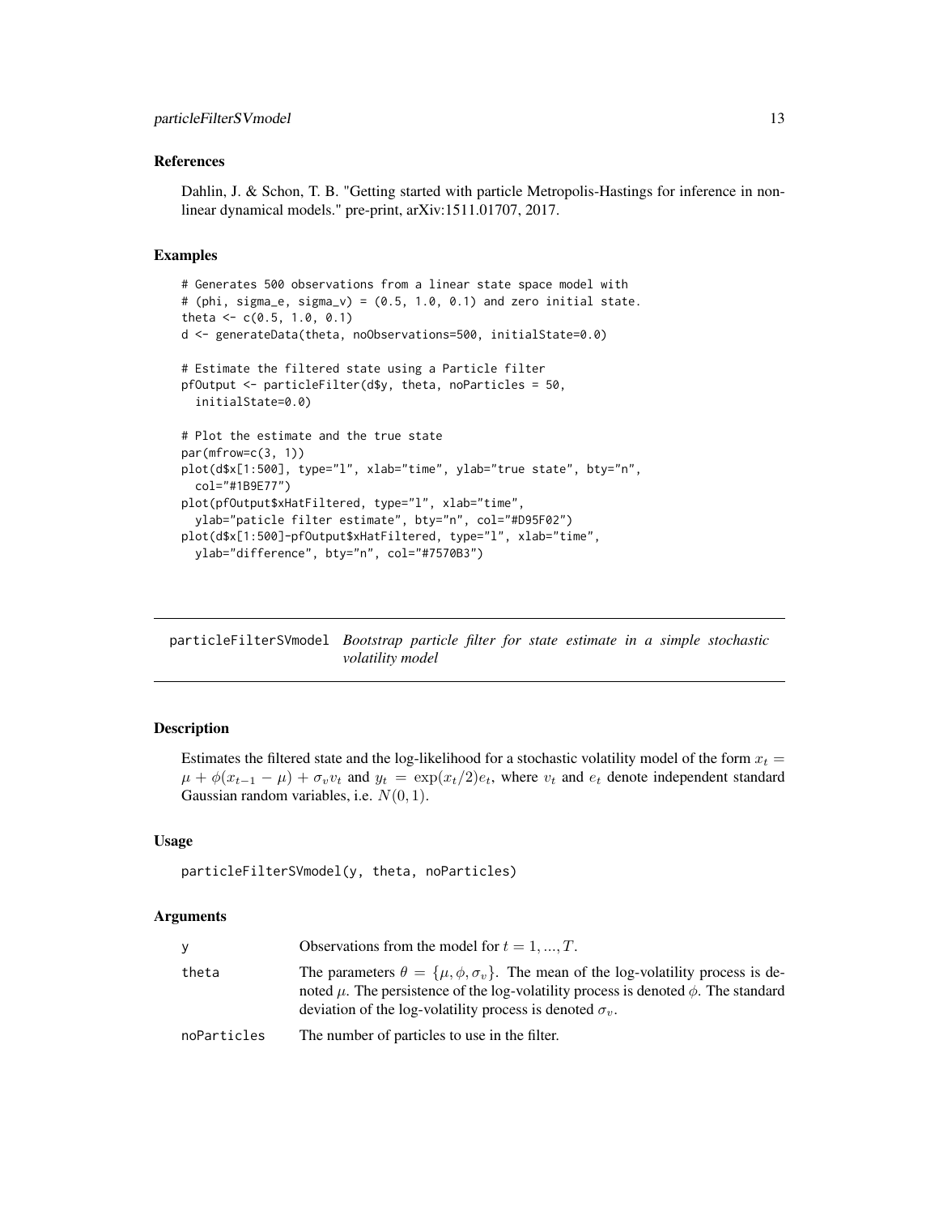### References

Dahlin, J. & Schon, T. B. "Getting started with particle Metropolis-Hastings for inference in nonlinear dynamical models." pre-print, arXiv:1511.01707, 2017.

### Examples

```
# Generates 500 observations from a linear state space model with
# (phi, sigma_e, sigma_v) = (0.5, 1.0, 0.1) and zero initial state.
theta <- c(0.5, 1.0, 0.1)
d <- generateData(theta, noObservations=500, initialState=0.0)

# Estimate the filtered state using a Particle filter
pfOutput <- particleFilter(d$y, theta, noParticles = 50,
  initialState=0.0)

# Plot the estimate and the true state
par(mfrow=c(3, 1))
plot(d$x[1:500], type="l", xlab="time", ylab="true state", bty="n",
  col="#1B9E77")
plot(pfOutput$xHatFiltered, type="l", xlab="time",
  ylab="paticle filter estimate", bty="n", col="#D95F02")
plot(d$x[1:500]-pfOutput$xHatFiltered, type="l", xlab="time",
  ylab="difference", bty="n", col="#7570B3")
```

---

## particleFilterSVmodel *Bootstrap particle filter for state estimate in a simple stochastic volatility model*

### Description

Estimates the filtered state and the log-likelihood for a stochastic volatility model of the form $x_t = \mu + \phi(x_{t-1} - \mu) + \sigma_v v_t$ and $y_t = \exp(x_t/2)e_t$, where $v_t$ and $e_t$ denote independent standard Gaussian random variables, i.e. $N(0, 1)$.

### Usage

```
particleFilterSVmodel(y, theta, noParticles)
```

### Arguments

| | |
|---|---|
| y | Observations from the model for $t = 1, ..., T$. |
| theta | The parameters $\theta = \{\mu, \phi, \sigma_v\}$. The mean of the log-volatility process is denoted $\mu$. The persistence of the log-volatility process is denoted $\phi$. The standard deviation of the log-volatility process is denoted $\sigma_v$. |
| noParticles | The number of particles to use in the filter. |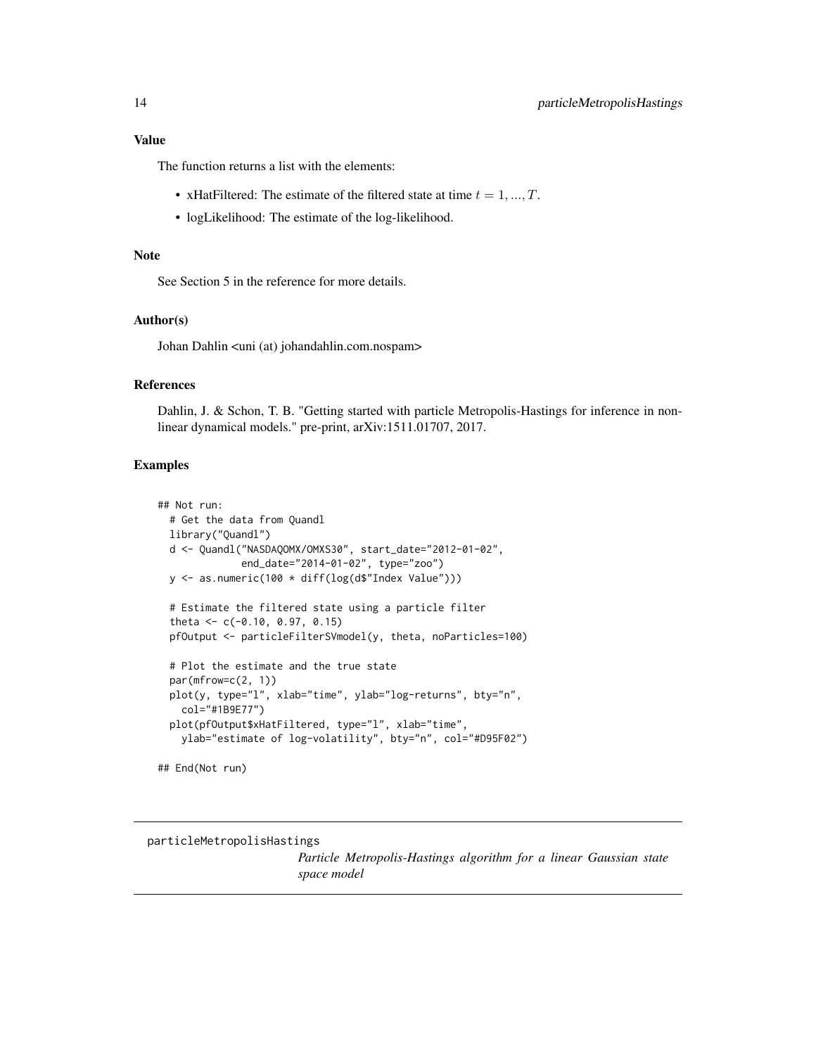### Value

The function returns a list with the elements:

- xHatFiltered: The estimate of the filtered state at time $t = 1, ..., T$.
- logLikelihood: The estimate of the log-likelihood.

### Note

See Section 5 in the reference for more details.

### Author(s)

Johan Dahlin <uni (at) johandahlin.com.nospam>

### References

Dahlin, J. & Schon, T. B. "Getting started with particle Metropolis-Hastings for inference in nonlinear dynamical models." pre-print, arXiv:1511.01707, 2017.

### Examples

```
## Not run:
  # Get the data from Quandl
  library("Quandl")
  d <- Quandl("NASDAQOMX/OMXS30", start_date="2012-01-02",
              end_date="2014-01-02", type="zoo")
  y <- as.numeric(100 * diff(log(d$"Index Value")))

  # Estimate the filtered state using a particle filter
  theta <- c(-0.10, 0.97, 0.15)
  pfOutput <- particleFilterSVmodel(y, theta, noParticles=100)

  # Plot the estimate and the true state
  par(mfrow=c(2, 1))
  plot(y, type="l", xlab="time", ylab="log-returns", bty="n",
    col="#1B9E77")
  plot(pfOutput$xHatFiltered, type="l", xlab="time",
    ylab="estimate of log-volatility", bty="n", col="#D95F02")

## End(Not run)
```

---

## particleMetropolisHastings

*Particle Metropolis-Hastings algorithm for a linear Gaussian state space model*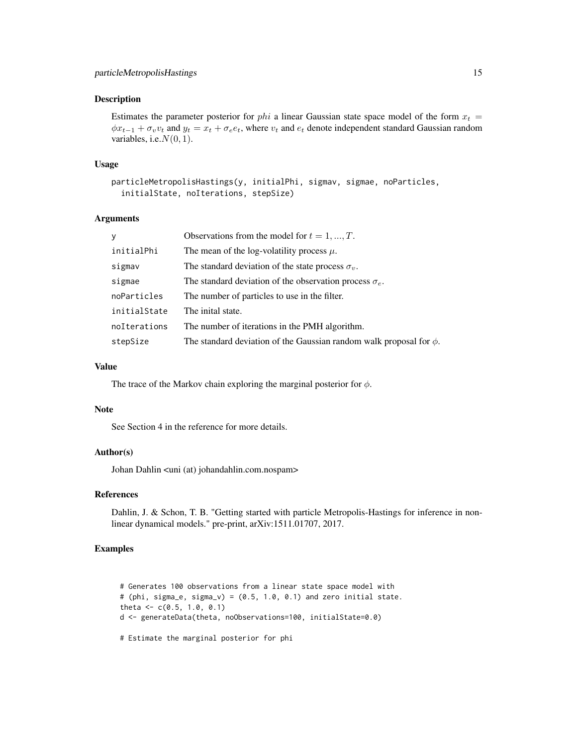### Description

Estimates the parameter posterior for $phi$ a linear Gaussian state space model of the form $x_t = \phi x_{t-1} + \sigma_v v_t$ and $y_t = x_t + \sigma_e e_t$, where $v_t$ and $e_t$ denote independent standard Gaussian random variables, i.e.$N(0, 1)$.

### Usage

```
particleMetropolisHastings(y, initialPhi, sigmav, sigmae, noParticles,
  initialState, noIterations, stepSize)
```

### Arguments

| | |
|---|---|
| y | Observations from the model for $t = 1, ..., T$. |
| initialPhi | The mean of the log-volatility process $\mu$. |
| sigmav | The standard deviation of the state process $\sigma_v$. |
| sigmae | The standard deviation of the observation process $\sigma_e$. |
| noParticles | The number of particles to use in the filter. |
| initialState | The inital state. |
| noIterations | The number of iterations in the PMH algorithm. |
| stepSize | The standard deviation of the Gaussian random walk proposal for $\phi$. |

### Value

The trace of the Markov chain exploring the marginal posterior for $\phi$.

### Note

See Section 4 in the reference for more details.

### Author(s)

Johan Dahlin <uni (at) johandahlin.com.nospam>

### References

Dahlin, J. & Schon, T. B. "Getting started with particle Metropolis-Hastings for inference in nonlinear dynamical models." pre-print, arXiv:1511.01707, 2017.

### Examples

```
# Generates 100 observations from a linear state space model with
# (phi, sigma_e, sigma_v) = (0.5, 1.0, 0.1) and zero initial state.
theta <- c(0.5, 1.0, 0.1)
d <- generateData(theta, noObservations=100, initialState=0.0)

# Estimate the marginal posterior for phi
```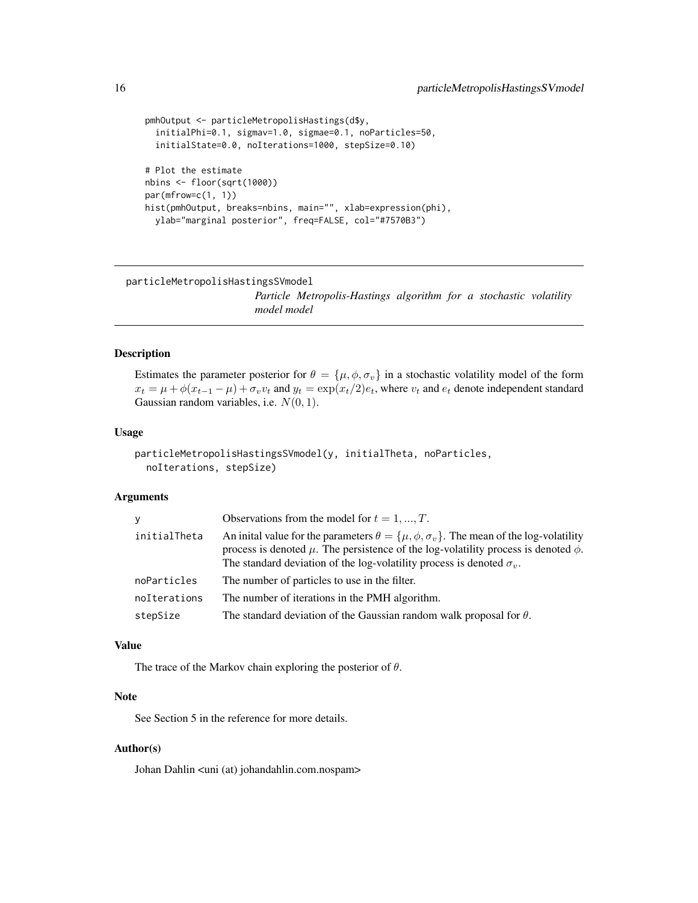```
pmhOutput <- particleMetropolisHastings(d$y,
  initialPhi=0.1, sigmav=1.0, sigmae=0.1, noParticles=50,
  initialState=0.0, noIterations=1000, stepSize=0.10)

# Plot the estimate
nbins <- floor(sqrt(1000))
par(mfrow=c(1, 1))
hist(pmhOutput, breaks=nbins, main="", xlab=expression(phi),
  ylab="marginal posterior", freq=FALSE, col="#7570B3")
```

---

## particleMetropolisHastingsSVmodel

*Particle Metropolis-Hastings algorithm for a stochastic volatility model model*

---

### Description

Estimates the parameter posterior for $\theta = \{\mu, \phi, \sigma_v\}$ in a stochastic volatility model of the form $x_t = \mu + \phi(x_{t-1} - \mu) + \sigma_v v_t$ and $y_t = \exp(x_t/2) e_t$, where $v_t$ and $e_t$ denote independent standard Gaussian random variables, i.e. $N(0, 1)$.

### Usage

```
particleMetropolisHastingsSVmodel(y, initialTheta, noParticles,
  noIterations, stepSize)
```

### Arguments

| | |
|---|---|
| y | Observations from the model for $t = 1, ..., T$. |
| initialTheta | An inital value for the parameters $\theta = \{\mu, \phi, \sigma_v\}$. The mean of the log-volatility process is denoted $\mu$. The persistence of the log-volatility process is denoted $\phi$. The standard deviation of the log-volatility process is denoted $\sigma_v$. |
| noParticles | The number of particles to use in the filter. |
| noIterations | The number of iterations in the PMH algorithm. |
| stepSize | The standard deviation of the Gaussian random walk proposal for $\theta$. |

### Value

The trace of the Markov chain exploring the posterior of $\theta$.

### Note

See Section 5 in the reference for more details.

### Author(s)

Johan Dahlin <uni (at) johandahlin.com.nospam>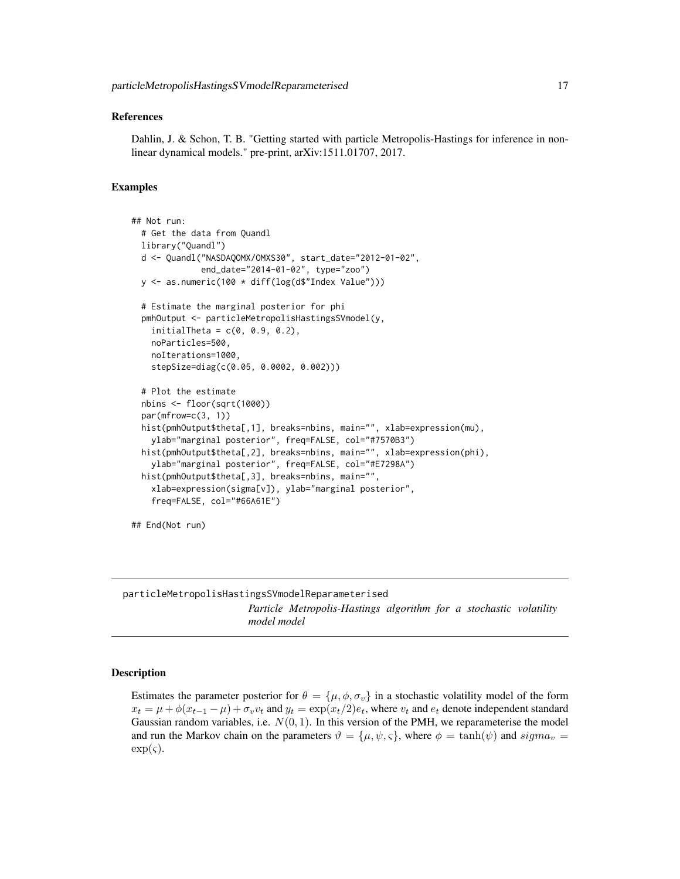## References

Dahlin, J. & Schon, T. B. "Getting started with particle Metropolis-Hastings for inference in nonlinear dynamical models." pre-print, arXiv:1511.01707, 2017.

## Examples

```
## Not run:
  # Get the data from Quandl
  library("Quandl")
  d <- Quandl("NASDAQOMX/OMXS30", start_date="2012-01-02",
              end_date="2014-01-02", type="zoo")
  y <- as.numeric(100 * diff(log(d$"Index Value")))

  # Estimate the marginal posterior for phi
  pmhOutput <- particleMetropolisHastingsSVmodel(y,
    initialTheta = c(0, 0.9, 0.2),
    noParticles=500,
    noIterations=1000,
    stepSize=diag(c(0.05, 0.0002, 0.002)))

  # Plot the estimate
  nbins <- floor(sqrt(1000))
  par(mfrow=c(3, 1))
  hist(pmhOutput$theta[,1], breaks=nbins, main="", xlab=expression(mu),
    ylab="marginal posterior", freq=FALSE, col="#7570B3")
  hist(pmhOutput$theta[,2], breaks=nbins, main="", xlab=expression(phi),
    ylab="marginal posterior", freq=FALSE, col="#E7298A")
  hist(pmhOutput$theta[,3], breaks=nbins, main="",
    xlab=expression(sigma[v]), ylab="marginal posterior",
    freq=FALSE, col="#66A61E")

## End(Not run)
```

---

# particleMetropolisHastingsSVmodelReparameterised

*Particle Metropolis-Hastings algorithm for a stochastic volatility model model*

---

## Description

Estimates the parameter posterior for $\theta = \{\mu, \phi, \sigma_v\}$ in a stochastic volatility model of the form $x_t = \mu + \phi(x_{t-1} - \mu) + \sigma_v v_t$ and $y_t = \exp(x_t/2)e_t$, where $v_t$ and $e_t$ denote independent standard Gaussian random variables, i.e. $N(0, 1)$. In this version of the PMH, we reparameterise the model and run the Markov chain on the parameters $\vartheta = \{\mu, \psi, \varsigma\}$, where $\phi = \tanh(\psi)$ and $sigma_v = \exp(\varsigma)$.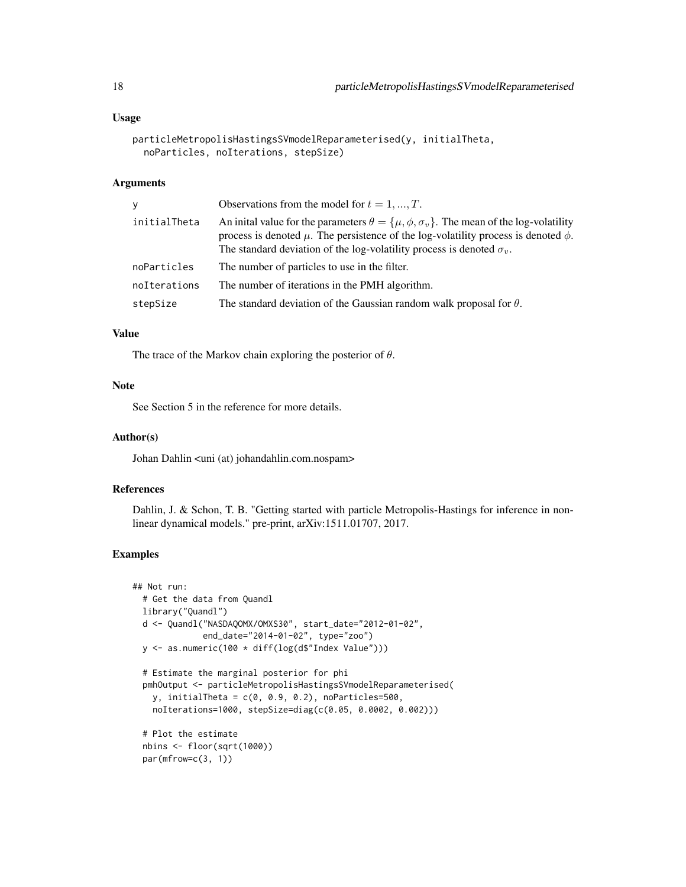### Usage

```
particleMetropolisHastingsSVmodelReparameterised(y, initialTheta,
  noParticles, noIterations, stepSize)
```

### Arguments

| | |
|---|---|
| y | Observations from the model for $t = 1, ..., T$. |
| initialTheta | An inital value for the parameters $\theta = \{\mu, \phi, \sigma_v\}$. The mean of the log-volatility process is denoted $\mu$. The persistence of the log-volatility process is denoted $\phi$. The standard deviation of the log-volatility process is denoted $\sigma_v$. |
| noParticles | The number of particles to use in the filter. |
| noIterations | The number of iterations in the PMH algorithm. |
| stepSize | The standard deviation of the Gaussian random walk proposal for $\theta$. |

### Value

The trace of the Markov chain exploring the posterior of $\theta$.

### Note

See Section 5 in the reference for more details.

### Author(s)

Johan Dahlin <uni (at) johandahlin.com.nospam>

### References

Dahlin, J. & Schon, T. B. "Getting started with particle Metropolis-Hastings for inference in non-linear dynamical models." pre-print, arXiv:1511.01707, 2017.

### Examples

```
## Not run:
  # Get the data from Quandl
  library("Quandl")
  d <- Quandl("NASDAQOMX/OMXS30", start_date="2012-01-02",
              end_date="2014-01-02", type="zoo")
  y <- as.numeric(100 * diff(log(d$"Index Value")))

  # Estimate the marginal posterior for phi
  pmhOutput <- particleMetropolisHastingsSVmodelReparameterised(
    y, initialTheta = c(0, 0.9, 0.2), noParticles=500,
    noIterations=1000, stepSize=diag(c(0.05, 0.0002, 0.002)))

  # Plot the estimate
  nbins <- floor(sqrt(1000))
  par(mfrow=c(3, 1))
```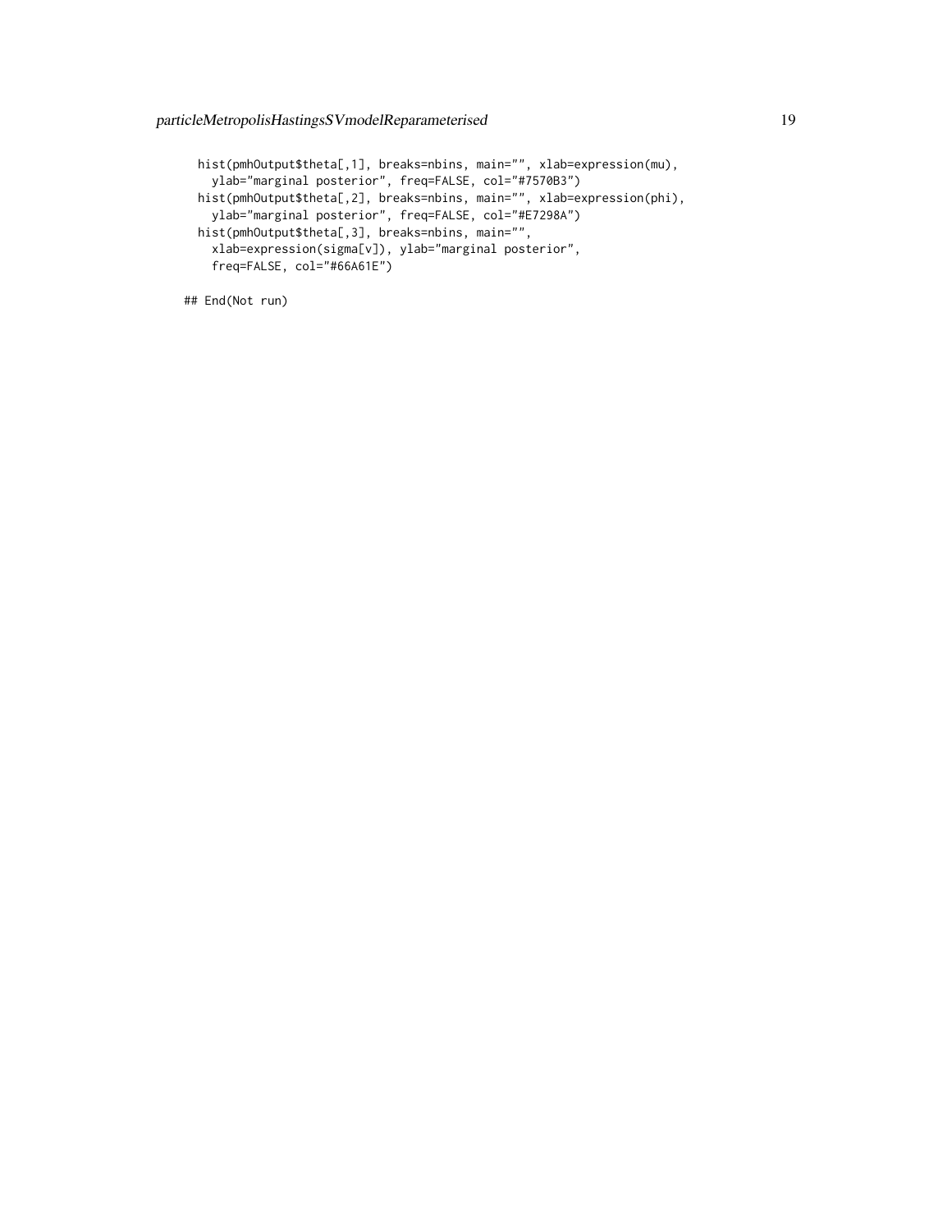```
  hist(pmhOutput$theta[,1], breaks=nbins, main="", xlab=expression(mu),
    ylab="marginal posterior", freq=FALSE, col="#7570B3")
  hist(pmhOutput$theta[,2], breaks=nbins, main="", xlab=expression(phi),
    ylab="marginal posterior", freq=FALSE, col="#E7298A")
  hist(pmhOutput$theta[,3], breaks=nbins, main="",
    xlab=expression(sigma[v]), ylab="marginal posterior",
    freq=FALSE, col="#66A61E")

## End(Not run)
```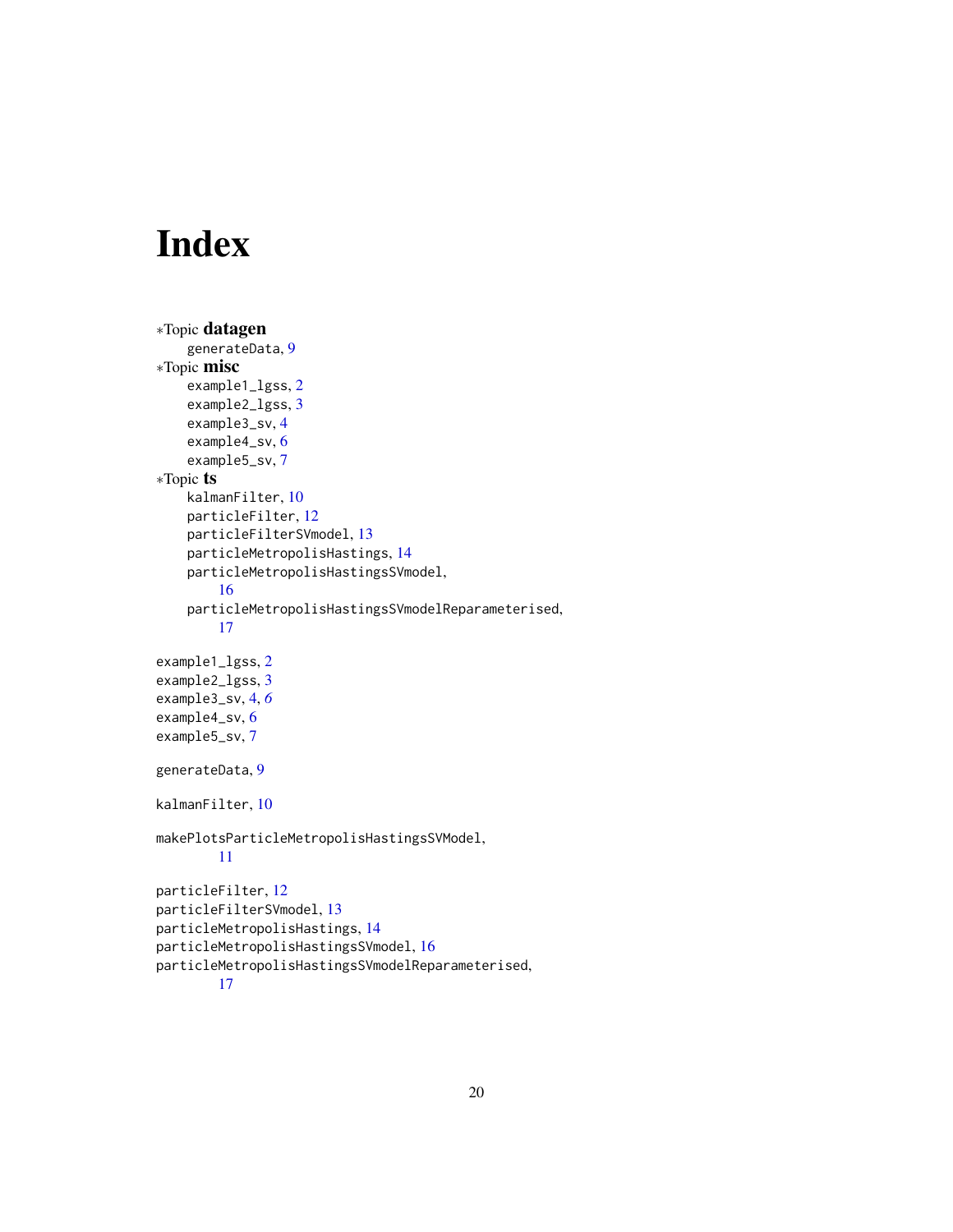# Index

*Topic **datagen**

- generateData, 9

*Topic **misc**

- example1_lgss, 2
- example2_lgss, 3
- example3_sv, 4
- example4_sv, 6
- example5_sv, 7

*Topic **ts**

- kalmanFilter, 10
- particleFilter, 12
- particleFilterSVmodel, 13
- particleMetropolisHastings, 14
- particleMetropolisHastingsSVmodel, 16
- particleMetropolisHastingsSVmodelReparameterised, 17

example1_lgss, 2
example2_lgss, 3
example3_sv, 4, *6*
example4_sv, 6
example5_sv, 7

generateData, 9

kalmanFilter, 10

makePlotsParticleMetropolisHastingsSVModel, 11

particleFilter, 12
particleFilterSVmodel, 13
particleMetropolisHastings, 14
particleMetropolisHastingsSVmodel, 16
particleMetropolisHastingsSVmodelReparameterised, 17